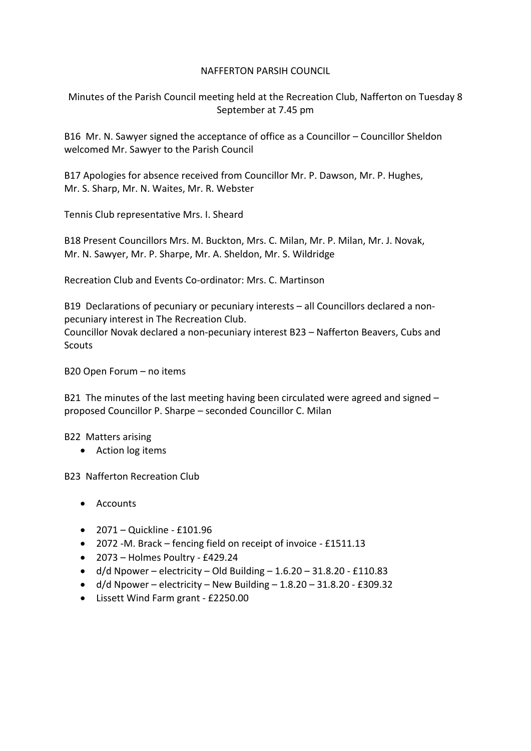NAFFERTON PARSIH COUNCIL

Minutes of the Parish Council meeting held at the Recreation Club, Nafferton on Tuesday 8 September at 7.45 pm

B16 Mr. N. Sawyer signed the acceptance of office as a Councillor – Councillor Sheldon welcomed Mr. Sawyer to the Parish Council

B17 Apologies for absence received from Councillor Mr. P. Dawson, Mr. P. Hughes, Mr. S. Sharp, Mr. N. Waites, Mr. R. Webster

Tennis Club representative Mrs. I. Sheard

B18 Present Councillors Mrs. M. Buckton, Mrs. C. Milan, Mr. P. Milan, Mr. J. Novak, Mr. N. Sawyer, Mr. P. Sharpe, Mr. A. Sheldon, Mr. S. Wildridge

Recreation Club and Events Co-ordinator: Mrs. C. Martinson

B19 Declarations of pecuniary or pecuniary interests – all Councillors declared a non-pecuniary interest in The Recreation Club.
Councillor Novak declared a non-pecuniary interest B23 – Nafferton Beavers, Cubs and Scouts

B20 Open Forum – no items

B21 The minutes of the last meeting having been circulated were agreed and signed – proposed Councillor P. Sharpe – seconded Councillor C. Milan

B22 Matters arising

- Action log items

B23 Nafferton Recreation Club

- Accounts
- 2071 – Quickline - £101.96
- 2072 -M. Brack – fencing field on receipt of invoice - £1511.13
- 2073 – Holmes Poultry - £429.24
- d/d Npower – electricity – Old Building – 1.6.20 – 31.8.20 - £110.83
- d/d Npower – electricity – New Building – 1.8.20 – 31.8.20 - £309.32
- Lissett Wind Farm grant - £2250.00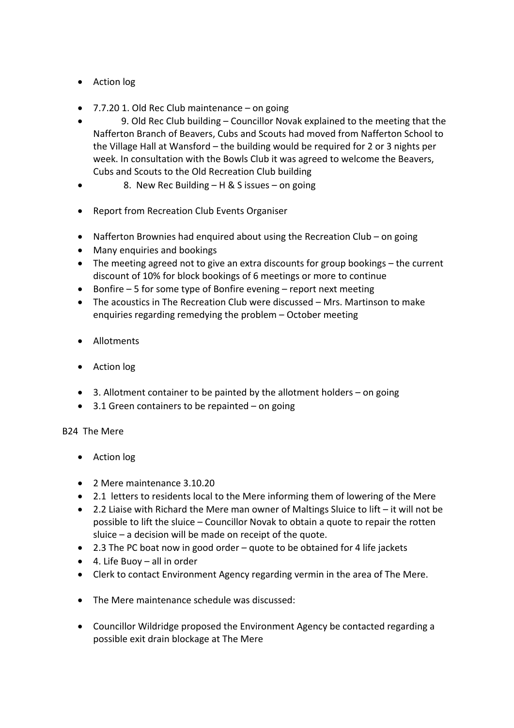- Action log

- 7.7.20 1. Old Rec Club maintenance – on going
- 9. Old Rec Club building – Councillor Novak explained to the meeting that the Nafferton Branch of Beavers, Cubs and Scouts had moved from Nafferton School to the Village Hall at Wansford – the building would be required for 2 or 3 nights per week. In consultation with the Bowls Club it was agreed to welcome the Beavers, Cubs and Scouts to the Old Recreation Club building
- 8. New Rec Building – H & S issues – on going

- Report from Recreation Club Events Organiser

- Nafferton Brownies had enquired about using the Recreation Club – on going
- Many enquiries and bookings
- The meeting agreed not to give an extra discounts for group bookings – the current discount of 10% for block bookings of 6 meetings or more to continue
- Bonfire – 5 for some type of Bonfire evening – report next meeting
- The acoustics in The Recreation Club were discussed – Mrs. Martinson to make enquiries regarding remedying the problem – October meeting

- Allotments

- Action log

- 3. Allotment container to be painted by the allotment holders – on going
- 3.1 Green containers to be repainted – on going

B24 The Mere

- Action log

- 2 Mere maintenance 3.10.20
- 2.1 letters to residents local to the Mere informing them of lowering of the Mere
- 2.2 Liaise with Richard the Mere man owner of Maltings Sluice to lift – it will not be possible to lift the sluice – Councillor Novak to obtain a quote to repair the rotten sluice – a decision will be made on receipt of the quote.
- 2.3 The PC boat now in good order – quote to be obtained for 4 life jackets
- 4. Life Buoy – all in order
- Clerk to contact Environment Agency regarding vermin in the area of The Mere.

- The Mere maintenance schedule was discussed:

- Councillor Wildridge proposed the Environment Agency be contacted regarding a possible exit drain blockage at The Mere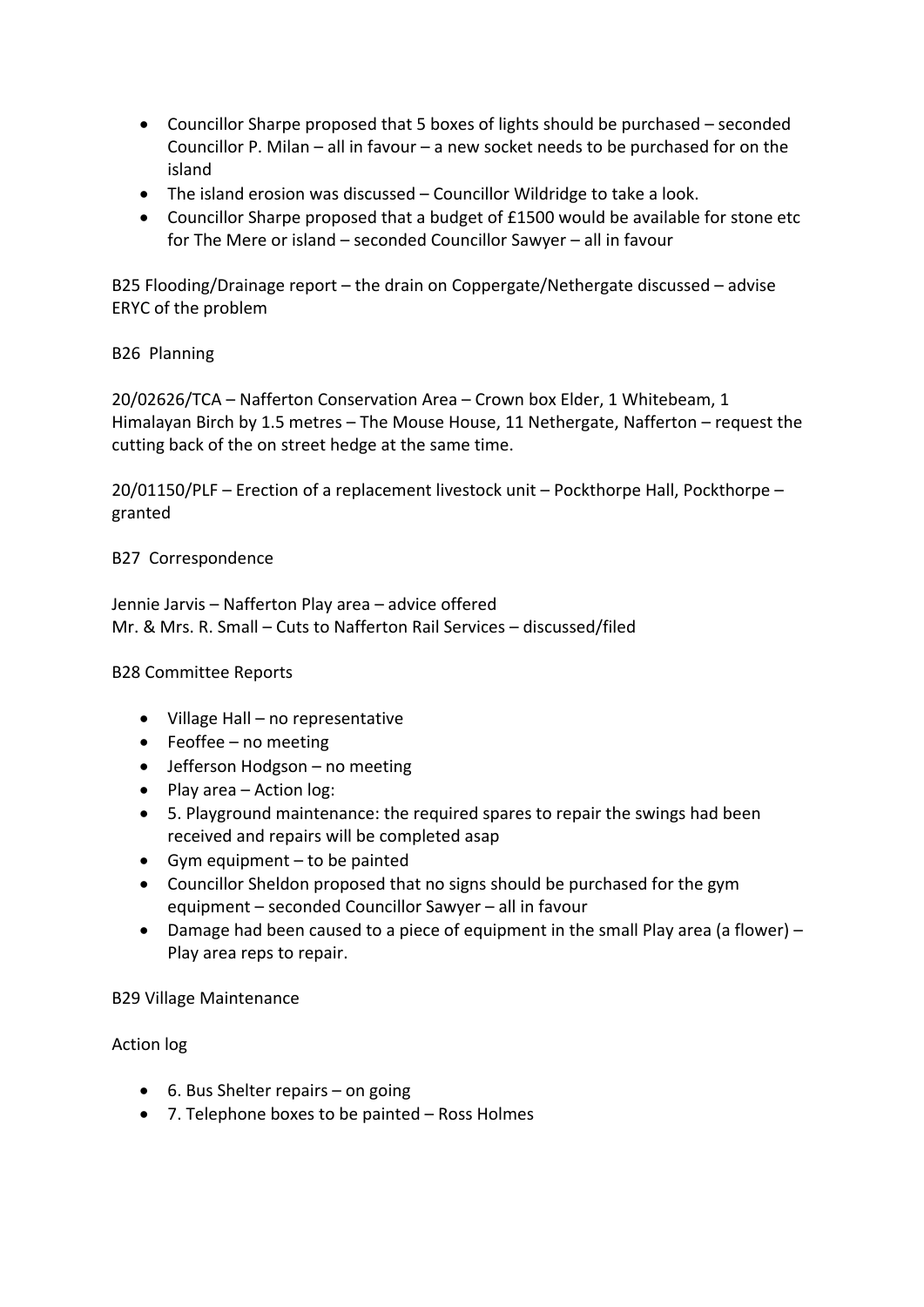- Councillor Sharpe proposed that 5 boxes of lights should be purchased – seconded Councillor P. Milan – all in favour – a new socket needs to be purchased for on the island
- The island erosion was discussed – Councillor Wildridge to take a look.
- Councillor Sharpe proposed that a budget of £1500 would be available for stone etc for The Mere or island – seconded Councillor Sawyer – all in favour

B25 Flooding/Drainage report – the drain on Coppergate/Nethergate discussed – advise ERYC of the problem

B26 Planning

20/02626/TCA – Nafferton Conservation Area – Crown box Elder, 1 Whitebeam, 1 Himalayan Birch by 1.5 metres – The Mouse House, 11 Nethergate, Nafferton – request the cutting back of the on street hedge at the same time.

20/01150/PLF – Erection of a replacement livestock unit – Pockthorpe Hall, Pockthorpe – granted

B27 Correspondence

Jennie Jarvis – Nafferton Play area – advice offered
Mr. & Mrs. R. Small – Cuts to Nafferton Rail Services – discussed/filed

B28 Committee Reports

- Village Hall – no representative
- Feoffee – no meeting
- Jefferson Hodgson – no meeting
- Play area – Action log:
- 5. Playground maintenance: the required spares to repair the swings had been received and repairs will be completed asap
- Gym equipment – to be painted
- Councillor Sheldon proposed that no signs should be purchased for the gym equipment – seconded Councillor Sawyer – all in favour
- Damage had been caused to a piece of equipment in the small Play area (a flower) – Play area reps to repair.

B29 Village Maintenance

Action log

- 6. Bus Shelter repairs – on going
- 7. Telephone boxes to be painted – Ross Holmes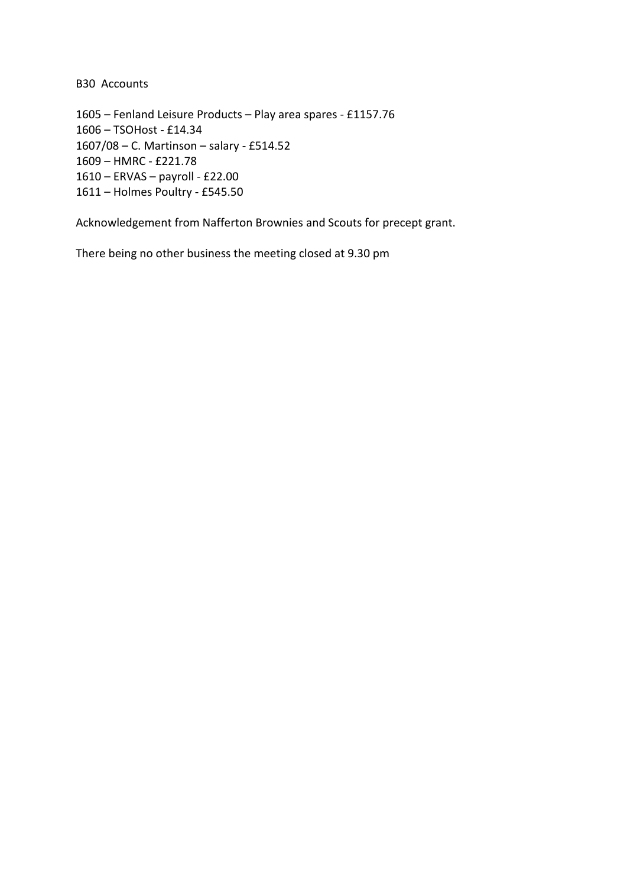B30 Accounts

1605 – Fenland Leisure Products – Play area spares - £1157.76
1606 – TSOHost - £14.34
1607/08 – C. Martinson – salary - £514.52
1609 – HMRC - £221.78
1610 – ERVAS – payroll - £22.00
1611 – Holmes Poultry - £545.50

Acknowledgement from Nafferton Brownies and Scouts for precept grant.

There being no other business the meeting closed at 9.30 pm